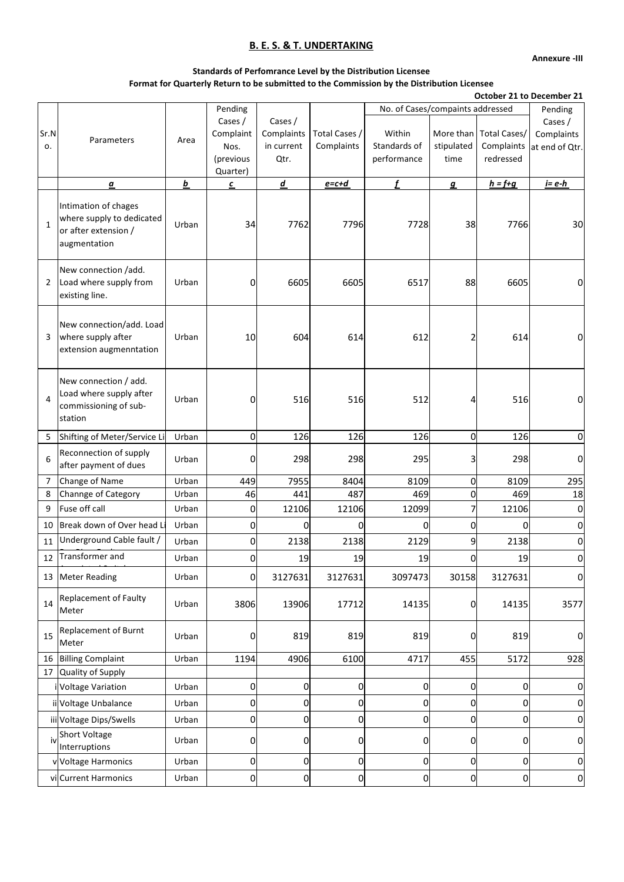## B. E. S. & T. UNDERTAKING

**Annexure -III**

**Standards of Perfomrance Level by the Distribution Licensee**
**Format for Quarterly Return to be submitted to the Commission by the Distribution Licensee**

**October 21 to December 21**

| Sr.No. | Parameters | Area | Pending Cases / Complaint Nos. (previous Quarter) | Cases / Complaints in current Qtr. | Total Cases / Complaints | No. of Cases/compaints addressed | | | Pending Cases / Complaints at end of Qtr. |
|---|---|---|---|---|---|---|---|---|---|
| | | | | | | Within Standards of performance | More than stipulated time | Total Cases/ Complaints redressed | |
| | *a* | *b* | *c* | *d* | *e=c+d* | *f* | *g* | *h = f+g* | *i= e-h* |
| 1 | Intimation of chages where supply to dedicated or after extension / augmentation | Urban | 34 | 7762 | 7796 | 7728 | 38 | 7766 | 30 |
| 2 | New connection /add. Load where supply from existing line. | Urban | 0 | 6605 | 6605 | 6517 | 88 | 6605 | 0 |
| 3 | New connection/add. Load where supply after extension augmenntation | Urban | 10 | 604 | 614 | 612 | 2 | 614 | 0 |
| 4 | New connection / add. Load where supply after commissioning of sub-station | Urban | 0 | 516 | 516 | 512 | 4 | 516 | 0 |
| 5 | Shifting of Meter/Service Li | Urban | 0 | 126 | 126 | 126 | 0 | 126 | 0 |
| 6 | Reconnection of supply after payment of dues | Urban | 0 | 298 | 298 | 295 | 3 | 298 | 0 |
| 7 | Change of Name | Urban | 449 | 7955 | 8404 | 8109 | 0 | 8109 | 295 |
| 8 | Channge of Category | Urban | 46 | 441 | 487 | 469 | 0 | 469 | 18 |
| 9 | Fuse off call | Urban | 0 | 12106 | 12106 | 12099 | 7 | 12106 | 0 |
| 10 | Break down of Over head Li | Urban | 0 | 0 | 0 | 0 | 0 | 0 | 0 |
| 11 | Underground Cable fault / | Urban | 0 | 2138 | 2138 | 2129 | 9 | 2138 | 0 |
| 12 | Transformer and | Urban | 0 | 19 | 19 | 19 | 0 | 19 | 0 |
| 13 | Meter Reading | Urban | 0 | 3127631 | 3127631 | 3097473 | 30158 | 3127631 | 0 |
| 14 | Replacement of Faulty Meter | Urban | 3806 | 13906 | 17712 | 14135 | 0 | 14135 | 3577 |
| 15 | Replacement of Burnt Meter | Urban | 0 | 819 | 819 | 819 | 0 | 819 | 0 |
| 16 | Billing Complaint | Urban | 1194 | 4906 | 6100 | 4717 | 455 | 5172 | 928 |
| 17 | Quality of Supply | | | | | | | | |
| i | Voltage Variation | Urban | 0 | 0 | 0 | 0 | 0 | 0 | 0 |
| ii | Voltage Unbalance | Urban | 0 | 0 | 0 | 0 | 0 | 0 | 0 |
| iii | Voltage Dips/Swells | Urban | 0 | 0 | 0 | 0 | 0 | 0 | 0 |
| iv | Short Voltage Interruptions | Urban | 0 | 0 | 0 | 0 | 0 | 0 | 0 |
| v | Voltage Harmonics | Urban | 0 | 0 | 0 | 0 | 0 | 0 | 0 |
| vi | Current Harmonics | Urban | 0 | 0 | 0 | 0 | 0 | 0 | 0 |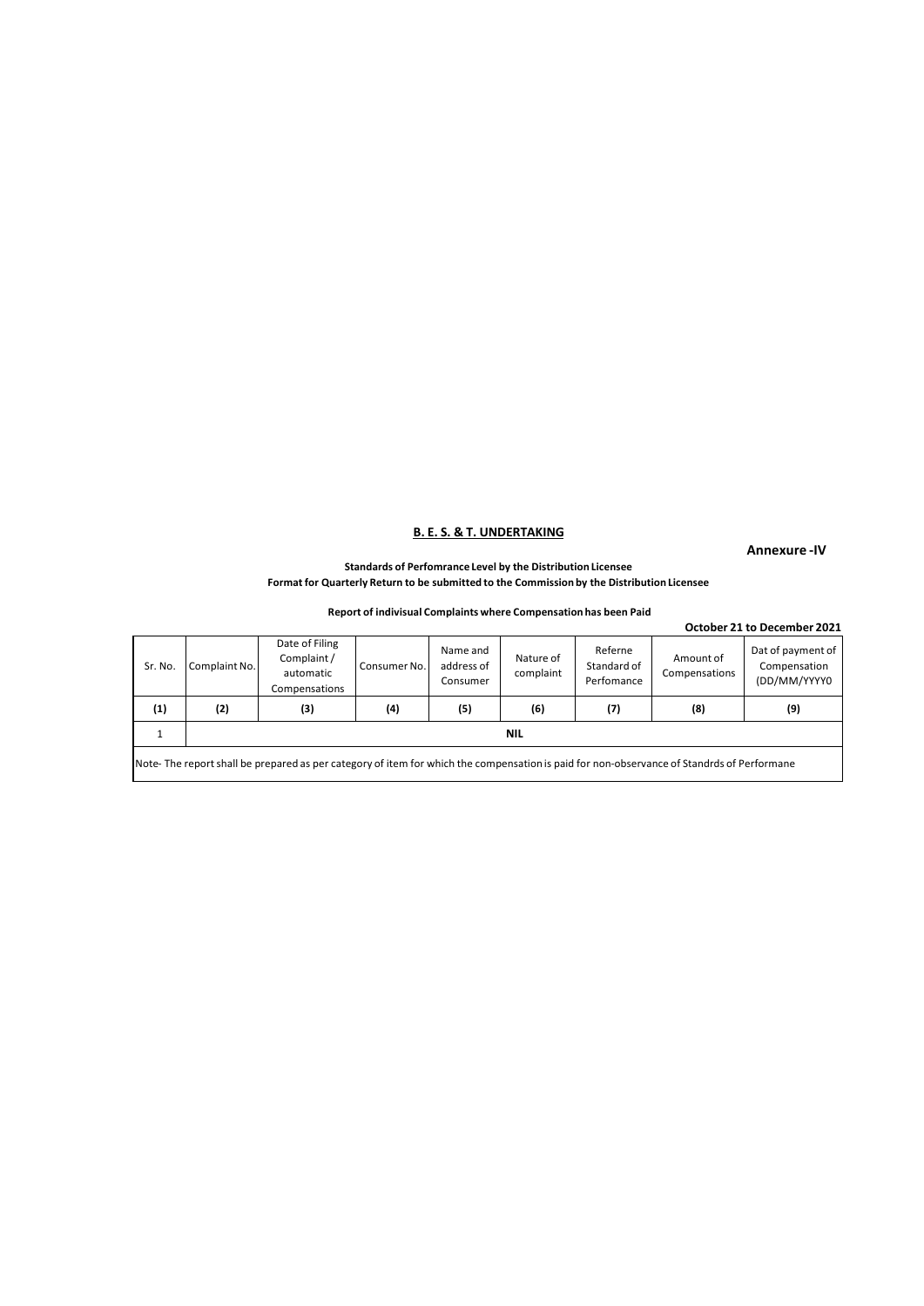**B. E. S. & T. UNDERTAKING**

**Annexure -IV**

**Standards of Perfomrance Level by the Distribution Licensee**
**Format for Quarterly Return to be submitted to the Commission by the Distribution Licensee**

**Report of indivisual Complaints where Compensation has been Paid**

**October 21 to December 2021**

| Sr. No. | Complaint No. | Date of Filing Complaint / automatic Compensations | Consumer No. | Name and address of Consumer | Nature of complaint | Referne Standard of Perfomance | Amount of Compensations | Dat of payment of Compensation (DD/MM/YYYY0 |
|---|---|---|---|---|---|---|---|---|
| **(1)** | **(2)** | **(3)** | **(4)** | **(5)** | **(6)** | **(7)** | **(8)** | **(9)** |
| 1 | | | | | **NIL** | | | |

Note- The report shall be prepared as per category of item for which the compensation is paid for non-observance of Standrds of Performane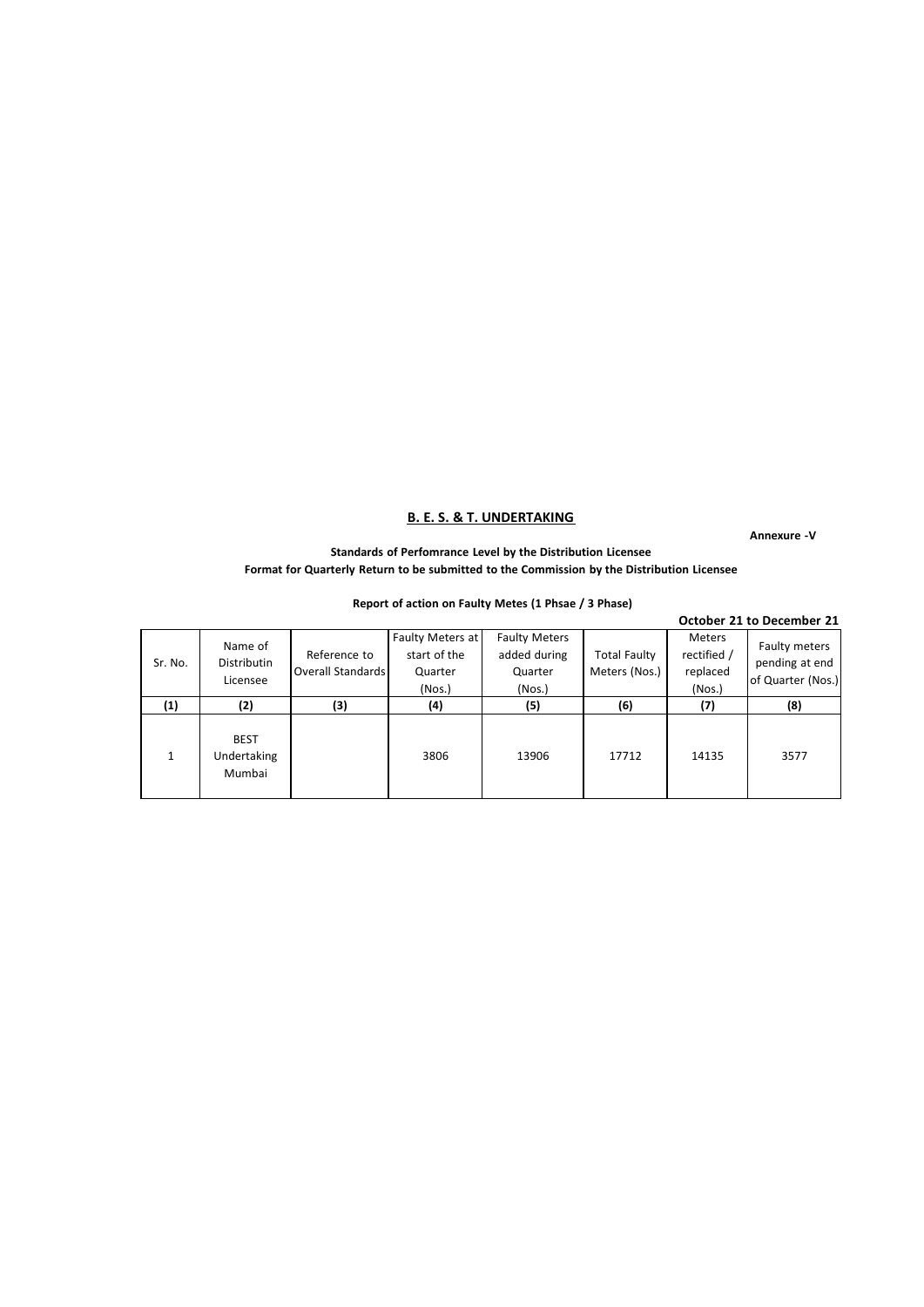**B. E. S. & T. UNDERTAKING**

**Annexure -V**

**Standards of Perfomrance Level by the Distribution Licensee**
**Format for Quarterly Return to be submitted to the Commission by the Distribution Licensee**

**Report of action on Faulty Metes (1 Phsae / 3 Phase)**

**October 21 to December 21**

| Sr. No. | Name of Distributin Licensee | Reference to Overall Standards | Faulty Meters at start of the Quarter (Nos.) | Faulty Meters added during Quarter (Nos.) | Total Faulty Meters (Nos.) | Meters rectified / replaced (Nos.) | Faulty meters pending at end of Quarter (Nos.) |
|---|---|---|---|---|---|---|---|
| **(1)** | **(2)** | **(3)** | **(4)** | **(5)** | **(6)** | **(7)** | **(8)** |
| 1 | BEST Undertaking Mumbai | | 3806 | 13906 | 17712 | 14135 | 3577 |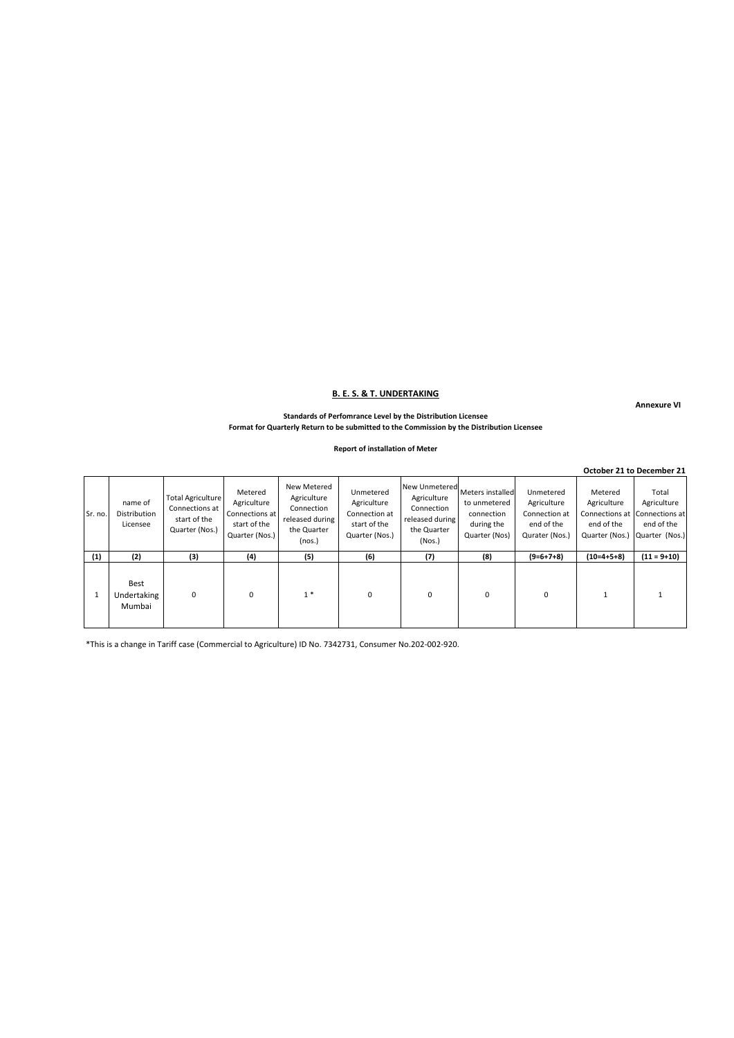**B. E. S. & T. UNDERTAKING**

**Annexure VI**

**Standards of Perfomrance Level by the Distribution Licensee**
**Format for Quarterly Return to be submitted to the Commission by the Distribution Licensee**

**Report of installation of Meter**

**October 21 to December 21**

| Sr. no. | name of Distribution Licensee | Total Agriculture Connections at start of the Quarter (Nos.) | Metered Agriculture Connections at start of the Quarter (Nos.) | New Metered Agriculture Connection released during the Quarter (nos.) | Unmetered Agriculture Connection at start of the Quarter (Nos.) | New Unmetered Agriculture Connection released during the Quarter (Nos.) | Meters installed to unmetered connection during the Quarter (Nos) | Unmetered Agriculture Connection at end of the Qurater (Nos.) | Metered Agriculture Connections at end of the Quarter (Nos.) | Total Agriculture Connections at end of the Quarter (Nos.) |
|---|---|---|---|---|---|---|---|---|---|---|
| **(1)** | **(2)** | **(3)** | **(4)** | **(5)** | **(6)** | **(7)** | **(8)** | **(9=6+7+8)** | **(10=4+5+8)** | **(11 = 9+10)** |
| 1 | Best Undertaking Mumbai | 0 | 0 | 1 * | 0 | 0 | 0 | 0 | 1 | 1 |

*This is a change in Tariff case (Commercial to Agriculture) ID No. 7342731, Consumer No.202-002-920.